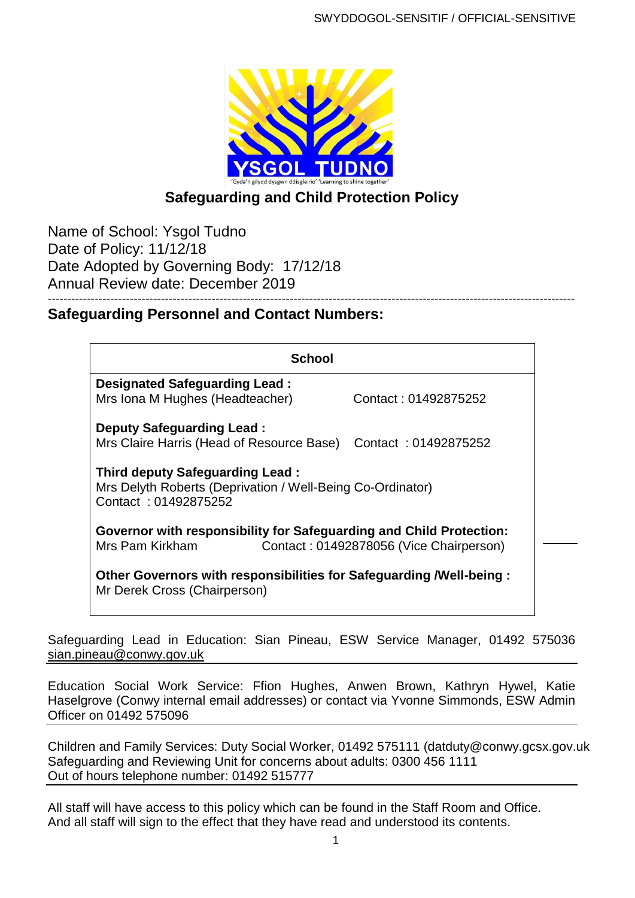SWYDDOGOL-SENSITIF / OFFICIAL-SENSITIVE

# Safeguarding and Child Protection Policy

Name of School: Ysgol Tudno
Date of Policy: 11/12/18
Date Adopted by Governing Body: 17/12/18
Annual Review date: December 2019

---

## Safeguarding Personnel and Contact Numbers:

| School |
|---|
| **Designated Safeguarding Lead :**<br>Mrs Iona M Hughes (Headteacher) Contact : 01492875252<br><br>**Deputy Safeguarding Lead :**<br>Mrs Claire Harris (Head of Resource Base) Contact : 01492875252<br><br>**Third deputy Safeguarding Lead :**<br>Mrs Delyth Roberts (Deprivation / Well-Being Co-Ordinator)<br>Contact : 01492875252<br><br>**Governor with responsibility for Safeguarding and Child Protection:**<br>Mrs Pam Kirkham Contact : 01492878056 (Vice Chairperson)<br><br>**Other Governors with responsibilities for Safeguarding /Well-being :**<br>Mr Derek Cross (Chairperson) |

Safeguarding Lead in Education: Sian Pineau, ESW Service Manager, 01492 575036 sian.pineau@conwy.gov.uk

Education Social Work Service: Ffion Hughes, Anwen Brown, Kathryn Hywel, Katie Haselgrove (Conwy internal email addresses) or contact via Yvonne Simmonds, ESW Admin Officer on 01492 575096

Children and Family Services: Duty Social Worker, 01492 575111 (datduty@conwy.gcsx.gov.uk
Safeguarding and Reviewing Unit for concerns about adults: 0300 456 1111
Out of hours telephone number: 01492 515777

All staff will have access to this policy which can be found in the Staff Room and Office. And all staff will sign to the effect that they have read and understood its contents.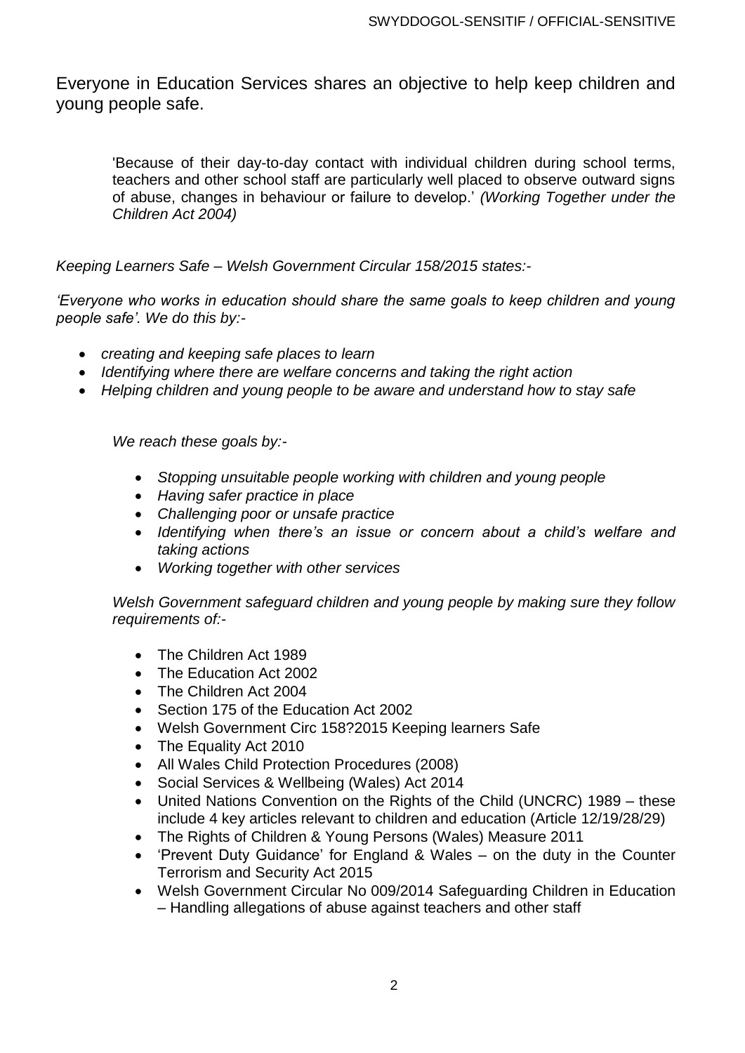Everyone in Education Services shares an objective to help keep children and young people safe.

> 'Because of their day-to-day contact with individual children during school terms, teachers and other school staff are particularly well placed to observe outward signs of abuse, changes in behaviour or failure to develop.' *(Working Together under the Children Act 2004)*

*Keeping Learners Safe – Welsh Government Circular 158/2015 states:-*

*'Everyone who works in education should share the same goals to keep children and young people safe'. We do this by:-*

- *creating and keeping safe places to learn*
- *Identifying where there are welfare concerns and taking the right action*
- *Helping children and young people to be aware and understand how to stay safe*

*We reach these goals by:-*

- *Stopping unsuitable people working with children and young people*
- *Having safer practice in place*
- *Challenging poor or unsafe practice*
- *Identifying when there's an issue or concern about a child's welfare and taking actions*
- *Working together with other services*

*Welsh Government safeguard children and young people by making sure they follow requirements of:-*

- The Children Act 1989
- The Education Act 2002
- The Children Act 2004
- Section 175 of the Education Act 2002
- Welsh Government Circ 158?2015 Keeping learners Safe
- The Equality Act 2010
- All Wales Child Protection Procedures (2008)
- Social Services & Wellbeing (Wales) Act 2014
- United Nations Convention on the Rights of the Child (UNCRC) 1989 – these include 4 key articles relevant to children and education (Article 12/19/28/29)
- The Rights of Children & Young Persons (Wales) Measure 2011
- 'Prevent Duty Guidance' for England & Wales – on the duty in the Counter Terrorism and Security Act 2015
- Welsh Government Circular No 009/2014 Safeguarding Children in Education – Handling allegations of abuse against teachers and other staff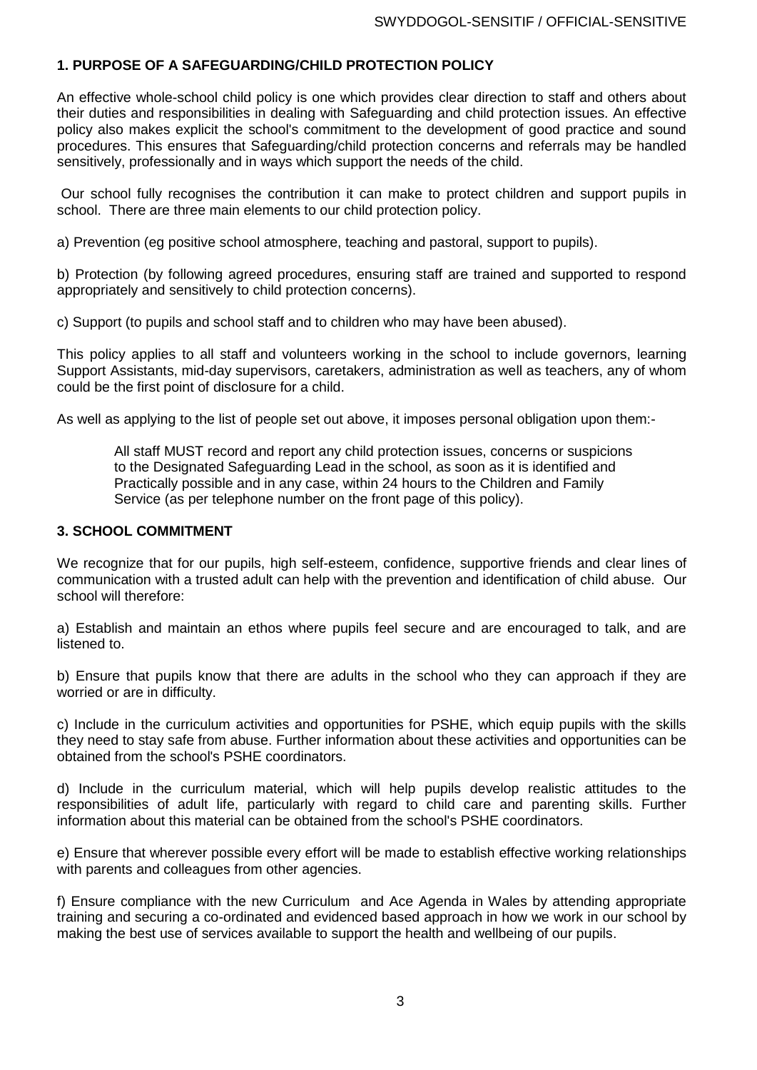## 1. PURPOSE OF A SAFEGUARDING/CHILD PROTECTION POLICY

An effective whole-school child policy is one which provides clear direction to staff and others about their duties and responsibilities in dealing with Safeguarding and child protection issues. An effective policy also makes explicit the school's commitment to the development of good practice and sound procedures. This ensures that Safeguarding/child protection concerns and referrals may be handled sensitively, professionally and in ways which support the needs of the child.

Our school fully recognises the contribution it can make to protect children and support pupils in school. There are three main elements to our child protection policy.

a) Prevention (eg positive school atmosphere, teaching and pastoral, support to pupils).

b) Protection (by following agreed procedures, ensuring staff are trained and supported to respond appropriately and sensitively to child protection concerns).

c) Support (to pupils and school staff and to children who may have been abused).

This policy applies to all staff and volunteers working in the school to include governors, learning Support Assistants, mid-day supervisors, caretakers, administration as well as teachers, any of whom could be the first point of disclosure for a child.

As well as applying to the list of people set out above, it imposes personal obligation upon them:-

> All staff MUST record and report any child protection issues, concerns or suspicions to the Designated Safeguarding Lead in the school, as soon as it is identified and Practically possible and in any case, within 24 hours to the Children and Family Service (as per telephone number on the front page of this policy).

## 3. SCHOOL COMMITMENT

We recognize that for our pupils, high self-esteem, confidence, supportive friends and clear lines of communication with a trusted adult can help with the prevention and identification of child abuse. Our school will therefore:

a) Establish and maintain an ethos where pupils feel secure and are encouraged to talk, and are listened to.

b) Ensure that pupils know that there are adults in the school who they can approach if they are worried or are in difficulty.

c) Include in the curriculum activities and opportunities for PSHE, which equip pupils with the skills they need to stay safe from abuse. Further information about these activities and opportunities can be obtained from the school's PSHE coordinators.

d) Include in the curriculum material, which will help pupils develop realistic attitudes to the responsibilities of adult life, particularly with regard to child care and parenting skills. Further information about this material can be obtained from the school's PSHE coordinators.

e) Ensure that wherever possible every effort will be made to establish effective working relationships with parents and colleagues from other agencies.

f) Ensure compliance with the new Curriculum and Ace Agenda in Wales by attending appropriate training and securing a co-ordinated and evidenced based approach in how we work in our school by making the best use of services available to support the health and wellbeing of our pupils.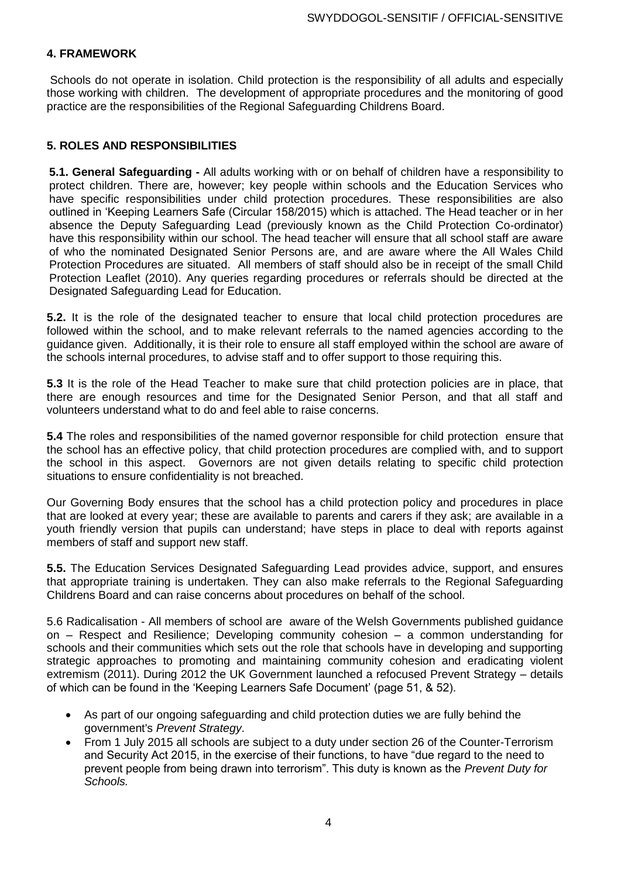## 4. FRAMEWORK

Schools do not operate in isolation. Child protection is the responsibility of all adults and especially those working with children. The development of appropriate procedures and the monitoring of good practice are the responsibilities of the Regional Safeguarding Childrens Board.

## 5. ROLES AND RESPONSIBILITIES

**5.1. General Safeguarding -** All adults working with or on behalf of children have a responsibility to protect children. There are, however; key people within schools and the Education Services who have specific responsibilities under child protection procedures. These responsibilities are also outlined in 'Keeping Learners Safe (Circular 158/2015) which is attached. The Head teacher or in her absence the Deputy Safeguarding Lead (previously known as the Child Protection Co-ordinator) have this responsibility within our school. The head teacher will ensure that all school staff are aware of who the nominated Designated Senior Persons are, and are aware where the All Wales Child Protection Procedures are situated. All members of staff should also be in receipt of the small Child Protection Leaflet (2010). Any queries regarding procedures or referrals should be directed at the Designated Safeguarding Lead for Education.

**5.2.** It is the role of the designated teacher to ensure that local child protection procedures are followed within the school, and to make relevant referrals to the named agencies according to the guidance given. Additionally, it is their role to ensure all staff employed within the school are aware of the schools internal procedures, to advise staff and to offer support to those requiring this.

**5.3** It is the role of the Head Teacher to make sure that child protection policies are in place, that there are enough resources and time for the Designated Senior Person, and that all staff and volunteers understand what to do and feel able to raise concerns.

**5.4** The roles and responsibilities of the named governor responsible for child protection ensure that the school has an effective policy, that child protection procedures are complied with, and to support the school in this aspect. Governors are not given details relating to specific child protection situations to ensure confidentiality is not breached.

Our Governing Body ensures that the school has a child protection policy and procedures in place that are looked at every year; these are available to parents and carers if they ask; are available in a youth friendly version that pupils can understand; have steps in place to deal with reports against members of staff and support new staff.

**5.5.** The Education Services Designated Safeguarding Lead provides advice, support, and ensures that appropriate training is undertaken. They can also make referrals to the Regional Safeguarding Childrens Board and can raise concerns about procedures on behalf of the school.

5.6 Radicalisation - All members of school are aware of the Welsh Governments published guidance on – Respect and Resilience; Developing community cohesion – a common understanding for schools and their communities which sets out the role that schools have in developing and supporting strategic approaches to promoting and maintaining community cohesion and eradicating violent extremism (2011). During 2012 the UK Government launched a refocused Prevent Strategy – details of which can be found in the 'Keeping Learners Safe Document' (page 51, & 52).

- As part of our ongoing safeguarding and child protection duties we are fully behind the government's *Prevent Strategy*.
- From 1 July 2015 all schools are subject to a duty under section 26 of the Counter-Terrorism and Security Act 2015, in the exercise of their functions, to have "due regard to the need to prevent people from being drawn into terrorism". This duty is known as the *Prevent Duty for Schools.*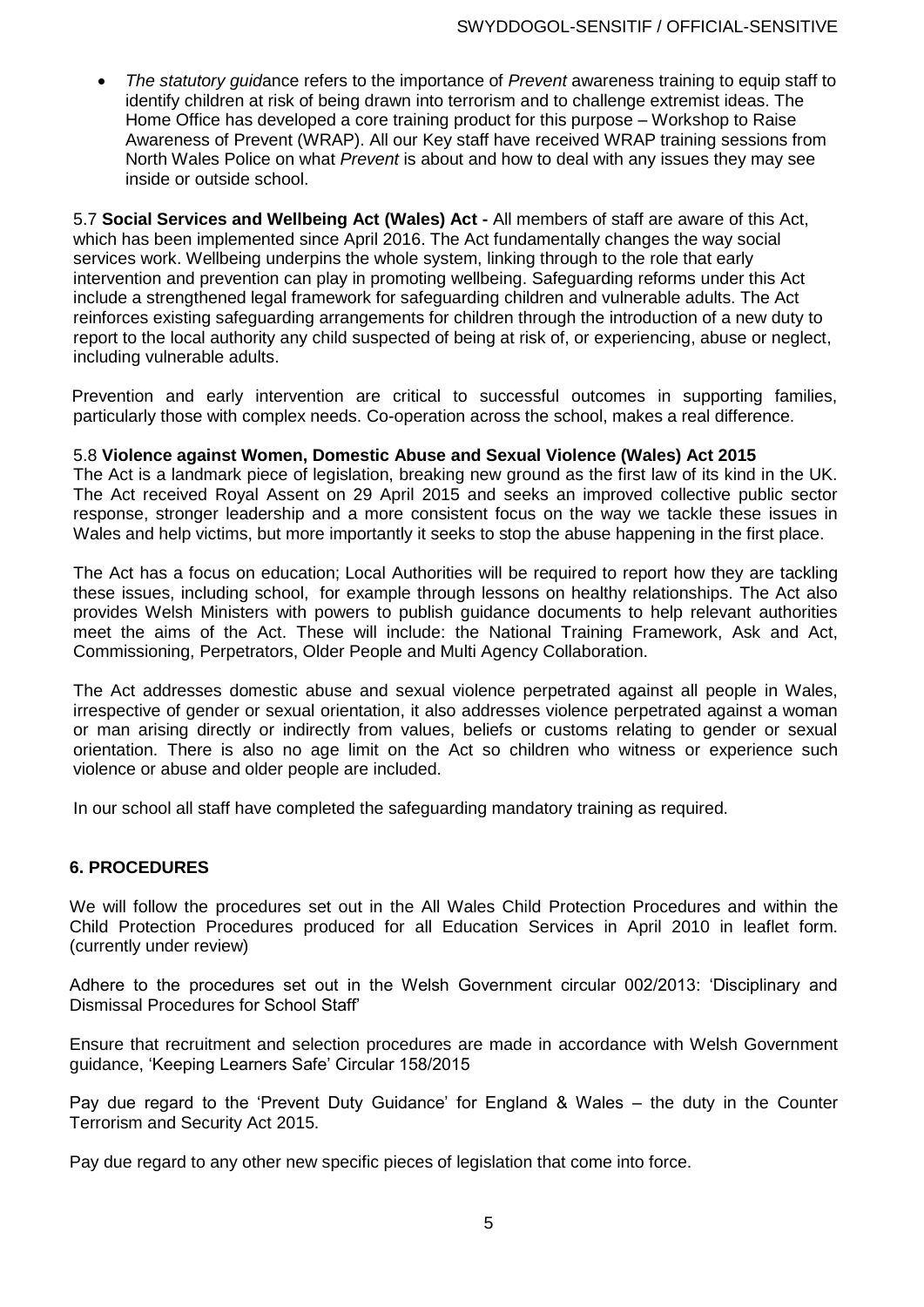- *The statutory guid*ance refers to the importance of *Prevent* awareness training to equip staff to identify children at risk of being drawn into terrorism and to challenge extremist ideas. The Home Office has developed a core training product for this purpose – Workshop to Raise Awareness of Prevent (WRAP). All our Key staff have received WRAP training sessions from North Wales Police on what *Prevent* is about and how to deal with any issues they may see inside or outside school.

5.7 **Social Services and Wellbeing Act (Wales) Act -** All members of staff are aware of this Act, which has been implemented since April 2016. The Act fundamentally changes the way social services work. Wellbeing underpins the whole system, linking through to the role that early intervention and prevention can play in promoting wellbeing. Safeguarding reforms under this Act include a strengthened legal framework for safeguarding children and vulnerable adults. The Act reinforces existing safeguarding arrangements for children through the introduction of a new duty to report to the local authority any child suspected of being at risk of, or experiencing, abuse or neglect, including vulnerable adults.

Prevention and early intervention are critical to successful outcomes in supporting families, particularly those with complex needs. Co-operation across the school, makes a real difference.

5.8 **Violence against Women, Domestic Abuse and Sexual Violence (Wales) Act 2015**
The Act is a landmark piece of legislation, breaking new ground as the first law of its kind in the UK. The Act received Royal Assent on 29 April 2015 and seeks an improved collective public sector response, stronger leadership and a more consistent focus on the way we tackle these issues in Wales and help victims, but more importantly it seeks to stop the abuse happening in the first place.

The Act has a focus on education; Local Authorities will be required to report how they are tackling these issues, including school, for example through lessons on healthy relationships. The Act also provides Welsh Ministers with powers to publish guidance documents to help relevant authorities meet the aims of the Act. These will include: the National Training Framework, Ask and Act, Commissioning, Perpetrators, Older People and Multi Agency Collaboration.

The Act addresses domestic abuse and sexual violence perpetrated against all people in Wales, irrespective of gender or sexual orientation, it also addresses violence perpetrated against a woman or man arising directly or indirectly from values, beliefs or customs relating to gender or sexual orientation. There is also no age limit on the Act so children who witness or experience such violence or abuse and older people are included.

In our school all staff have completed the safeguarding mandatory training as required.

## 6. PROCEDURES

We will follow the procedures set out in the All Wales Child Protection Procedures and within the Child Protection Procedures produced for all Education Services in April 2010 in leaflet form. (currently under review)

Adhere to the procedures set out in the Welsh Government circular 002/2013: 'Disciplinary and Dismissal Procedures for School Staff'

Ensure that recruitment and selection procedures are made in accordance with Welsh Government guidance, 'Keeping Learners Safe' Circular 158/2015

Pay due regard to the 'Prevent Duty Guidance' for England & Wales – the duty in the Counter Terrorism and Security Act 2015.

Pay due regard to any other new specific pieces of legislation that come into force.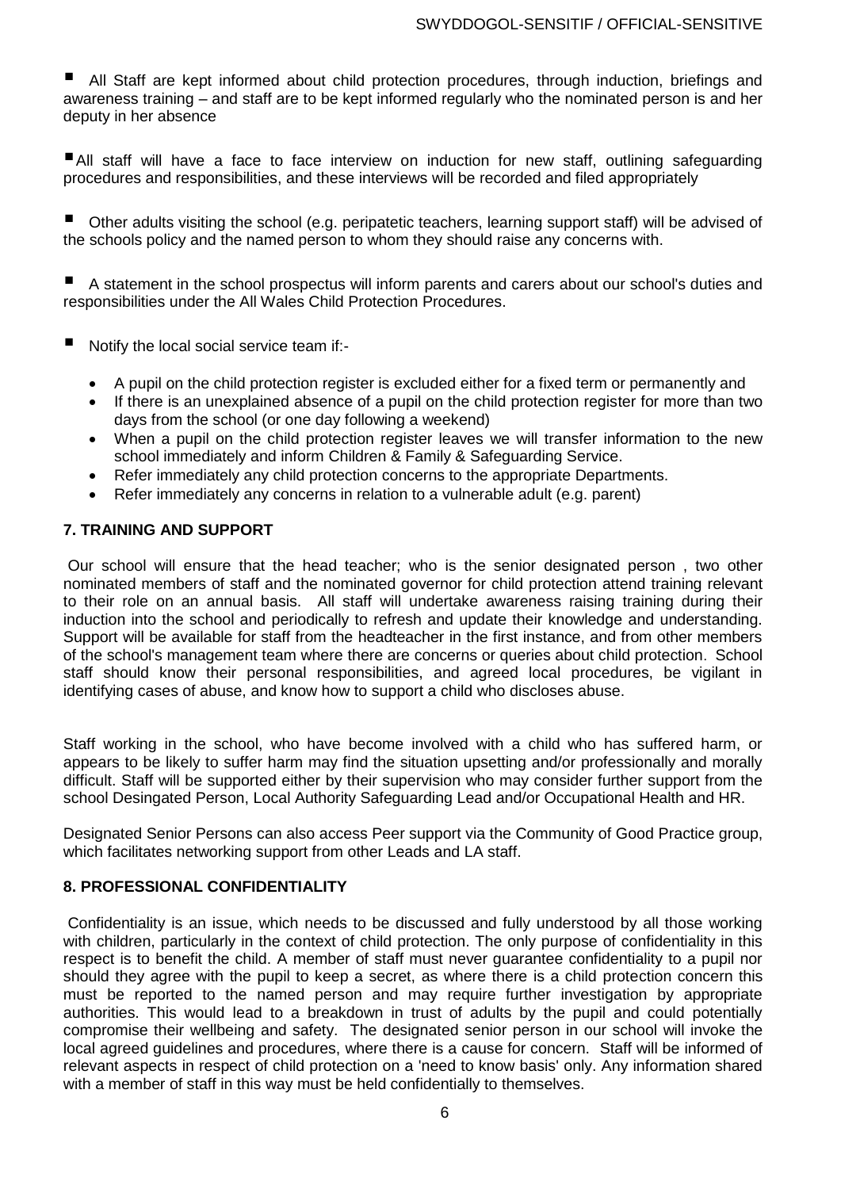- All Staff are kept informed about child protection procedures, through induction, briefings and awareness training – and staff are to be kept informed regularly who the nominated person is and her deputy in her absence

- All staff will have a face to face interview on induction for new staff, outlining safeguarding procedures and responsibilities, and these interviews will be recorded and filed appropriately

- Other adults visiting the school (e.g. peripatetic teachers, learning support staff) will be advised of the schools policy and the named person to whom they should raise any concerns with.

- A statement in the school prospectus will inform parents and carers about our school's duties and responsibilities under the All Wales Child Protection Procedures.

- Notify the local social service team if:-
  - A pupil on the child protection register is excluded either for a fixed term or permanently and
  - If there is an unexplained absence of a pupil on the child protection register for more than two days from the school (or one day following a weekend)
  - When a pupil on the child protection register leaves we will transfer information to the new school immediately and inform Children & Family & Safeguarding Service.
  - Refer immediately any child protection concerns to the appropriate Departments.
  - Refer immediately any concerns in relation to a vulnerable adult (e.g. parent)

## 7. TRAINING AND SUPPORT

Our school will ensure that the head teacher; who is the senior designated person , two other nominated members of staff and the nominated governor for child protection attend training relevant to their role on an annual basis. All staff will undertake awareness raising training during their induction into the school and periodically to refresh and update their knowledge and understanding. Support will be available for staff from the headteacher in the first instance, and from other members of the school's management team where there are concerns or queries about child protection. School staff should know their personal responsibilities, and agreed local procedures, be vigilant in identifying cases of abuse, and know how to support a child who discloses abuse.

Staff working in the school, who have become involved with a child who has suffered harm, or appears to be likely to suffer harm may find the situation upsetting and/or professionally and morally difficult. Staff will be supported either by their supervision who may consider further support from the school Desingated Person, Local Authority Safeguarding Lead and/or Occupational Health and HR.

Designated Senior Persons can also access Peer support via the Community of Good Practice group, which facilitates networking support from other Leads and LA staff.

## 8. PROFESSIONAL CONFIDENTIALITY

Confidentiality is an issue, which needs to be discussed and fully understood by all those working with children, particularly in the context of child protection. The only purpose of confidentiality in this respect is to benefit the child. A member of staff must never guarantee confidentiality to a pupil nor should they agree with the pupil to keep a secret, as where there is a child protection concern this must be reported to the named person and may require further investigation by appropriate authorities. This would lead to a breakdown in trust of adults by the pupil and could potentially compromise their wellbeing and safety. The designated senior person in our school will invoke the local agreed guidelines and procedures, where there is a cause for concern. Staff will be informed of relevant aspects in respect of child protection on a 'need to know basis' only. Any information shared with a member of staff in this way must be held confidentially to themselves.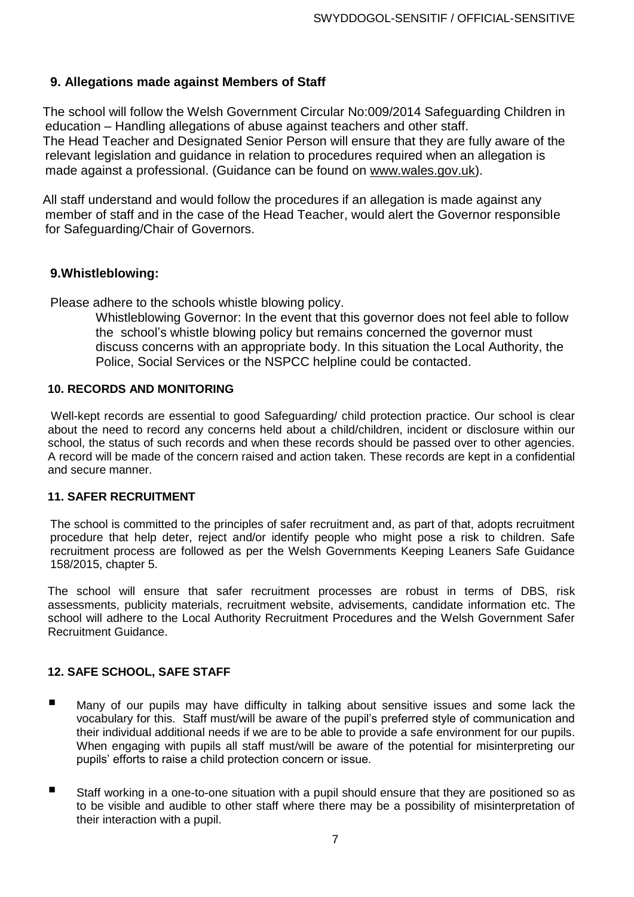## 9. Allegations made against Members of Staff

The school will follow the Welsh Government Circular No:009/2014 Safeguarding Children in education – Handling allegations of abuse against teachers and other staff.
The Head Teacher and Designated Senior Person will ensure that they are fully aware of the relevant legislation and guidance in relation to procedures required when an allegation is made against a professional. (Guidance can be found on www.wales.gov.uk).

All staff understand and would follow the procedures if an allegation is made against any member of staff and in the case of the Head Teacher, would alert the Governor responsible for Safeguarding/Chair of Governors.

## 9.Whistleblowing:

Please adhere to the schools whistle blowing policy.

> Whistleblowing Governor: In the event that this governor does not feel able to follow the school's whistle blowing policy but remains concerned the governor must discuss concerns with an appropriate body. In this situation the Local Authority, the Police, Social Services or the NSPCC helpline could be contacted.

## 10. RECORDS AND MONITORING

Well-kept records are essential to good Safeguarding/ child protection practice. Our school is clear about the need to record any concerns held about a child/children, incident or disclosure within our school, the status of such records and when these records should be passed over to other agencies. A record will be made of the concern raised and action taken. These records are kept in a confidential and secure manner.

## 11. SAFER RECRUITMENT

The school is committed to the principles of safer recruitment and, as part of that, adopts recruitment procedure that help deter, reject and/or identify people who might pose a risk to children. Safe recruitment process are followed as per the Welsh Governments Keeping Leaners Safe Guidance 158/2015, chapter 5.

The school will ensure that safer recruitment processes are robust in terms of DBS, risk assessments, publicity materials, recruitment website, advisements, candidate information etc. The school will adhere to the Local Authority Recruitment Procedures and the Welsh Government Safer Recruitment Guidance.

## 12. SAFE SCHOOL, SAFE STAFF

- Many of our pupils may have difficulty in talking about sensitive issues and some lack the vocabulary for this. Staff must/will be aware of the pupil's preferred style of communication and their individual additional needs if we are to be able to provide a safe environment for our pupils. When engaging with pupils all staff must/will be aware of the potential for misinterpreting our pupils' efforts to raise a child protection concern or issue.
- Staff working in a one-to-one situation with a pupil should ensure that they are positioned so as to be visible and audible to other staff where there may be a possibility of misinterpretation of their interaction with a pupil.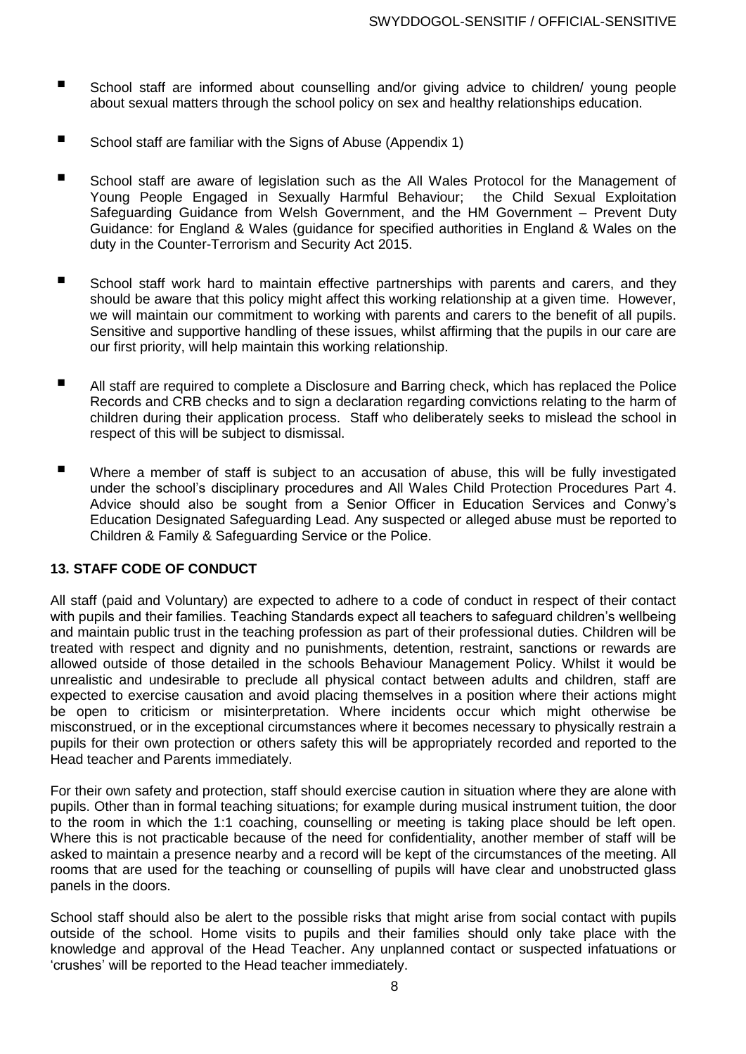- School staff are informed about counselling and/or giving advice to children/ young people about sexual matters through the school policy on sex and healthy relationships education.
- School staff are familiar with the Signs of Abuse (Appendix 1)
- School staff are aware of legislation such as the All Wales Protocol for the Management of Young People Engaged in Sexually Harmful Behaviour; the Child Sexual Exploitation Safeguarding Guidance from Welsh Government, and the HM Government – Prevent Duty Guidance: for England & Wales (guidance for specified authorities in England & Wales on the duty in the Counter-Terrorism and Security Act 2015.
- School staff work hard to maintain effective partnerships with parents and carers, and they should be aware that this policy might affect this working relationship at a given time. However, we will maintain our commitment to working with parents and carers to the benefit of all pupils. Sensitive and supportive handling of these issues, whilst affirming that the pupils in our care are our first priority, will help maintain this working relationship.
- All staff are required to complete a Disclosure and Barring check, which has replaced the Police Records and CRB checks and to sign a declaration regarding convictions relating to the harm of children during their application process. Staff who deliberately seeks to mislead the school in respect of this will be subject to dismissal.
- Where a member of staff is subject to an accusation of abuse, this will be fully investigated under the school's disciplinary procedures and All Wales Child Protection Procedures Part 4. Advice should also be sought from a Senior Officer in Education Services and Conwy's Education Designated Safeguarding Lead. Any suspected or alleged abuse must be reported to Children & Family & Safeguarding Service or the Police.

## 13. STAFF CODE OF CONDUCT

All staff (paid and Voluntary) are expected to adhere to a code of conduct in respect of their contact with pupils and their families. Teaching Standards expect all teachers to safeguard children's wellbeing and maintain public trust in the teaching profession as part of their professional duties. Children will be treated with respect and dignity and no punishments, detention, restraint, sanctions or rewards are allowed outside of those detailed in the schools Behaviour Management Policy. Whilst it would be unrealistic and undesirable to preclude all physical contact between adults and children, staff are expected to exercise causation and avoid placing themselves in a position where their actions might be open to criticism or misinterpretation. Where incidents occur which might otherwise be misconstrued, or in the exceptional circumstances where it becomes necessary to physically restrain a pupils for their own protection or others safety this will be appropriately recorded and reported to the Head teacher and Parents immediately.

For their own safety and protection, staff should exercise caution in situation where they are alone with pupils. Other than in formal teaching situations; for example during musical instrument tuition, the door to the room in which the 1:1 coaching, counselling or meeting is taking place should be left open. Where this is not practicable because of the need for confidentiality, another member of staff will be asked to maintain a presence nearby and a record will be kept of the circumstances of the meeting. All rooms that are used for the teaching or counselling of pupils will have clear and unobstructed glass panels in the doors.

School staff should also be alert to the possible risks that might arise from social contact with pupils outside of the school. Home visits to pupils and their families should only take place with the knowledge and approval of the Head Teacher. Any unplanned contact or suspected infatuations or 'crushes' will be reported to the Head teacher immediately.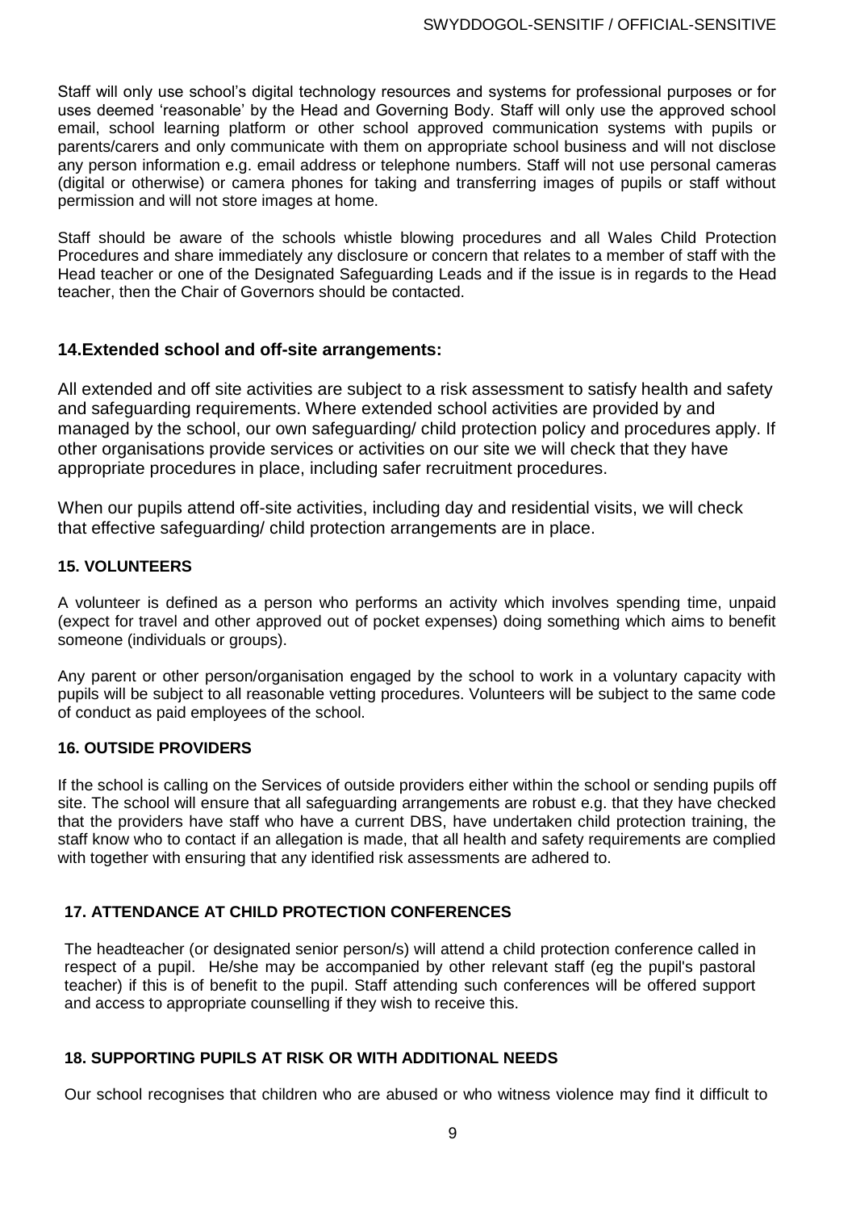Staff will only use school's digital technology resources and systems for professional purposes or for uses deemed 'reasonable' by the Head and Governing Body. Staff will only use the approved school email, school learning platform or other school approved communication systems with pupils or parents/carers and only communicate with them on appropriate school business and will not disclose any person information e.g. email address or telephone numbers. Staff will not use personal cameras (digital or otherwise) or camera phones for taking and transferring images of pupils or staff without permission and will not store images at home.

Staff should be aware of the schools whistle blowing procedures and all Wales Child Protection Procedures and share immediately any disclosure or concern that relates to a member of staff with the Head teacher or one of the Designated Safeguarding Leads and if the issue is in regards to the Head teacher, then the Chair of Governors should be contacted.

## 14.Extended school and off-site arrangements:

All extended and off site activities are subject to a risk assessment to satisfy health and safety and safeguarding requirements. Where extended school activities are provided by and managed by the school, our own safeguarding/ child protection policy and procedures apply. If other organisations provide services or activities on our site we will check that they have appropriate procedures in place, including safer recruitment procedures.

When our pupils attend off-site activities, including day and residential visits, we will check that effective safeguarding/ child protection arrangements are in place.

## 15. VOLUNTEERS

A volunteer is defined as a person who performs an activity which involves spending time, unpaid (expect for travel and other approved out of pocket expenses) doing something which aims to benefit someone (individuals or groups).

Any parent or other person/organisation engaged by the school to work in a voluntary capacity with pupils will be subject to all reasonable vetting procedures. Volunteers will be subject to the same code of conduct as paid employees of the school.

## 16. OUTSIDE PROVIDERS

If the school is calling on the Services of outside providers either within the school or sending pupils off site. The school will ensure that all safeguarding arrangements are robust e.g. that they have checked that the providers have staff who have a current DBS, have undertaken child protection training, the staff know who to contact if an allegation is made, that all health and safety requirements are complied with together with ensuring that any identified risk assessments are adhered to.

## 17. ATTENDANCE AT CHILD PROTECTION CONFERENCES

The headteacher (or designated senior person/s) will attend a child protection conference called in respect of a pupil. He/she may be accompanied by other relevant staff (eg the pupil's pastoral teacher) if this is of benefit to the pupil. Staff attending such conferences will be offered support and access to appropriate counselling if they wish to receive this.

## 18. SUPPORTING PUPILS AT RISK OR WITH ADDITIONAL NEEDS

Our school recognises that children who are abused or who witness violence may find it difficult to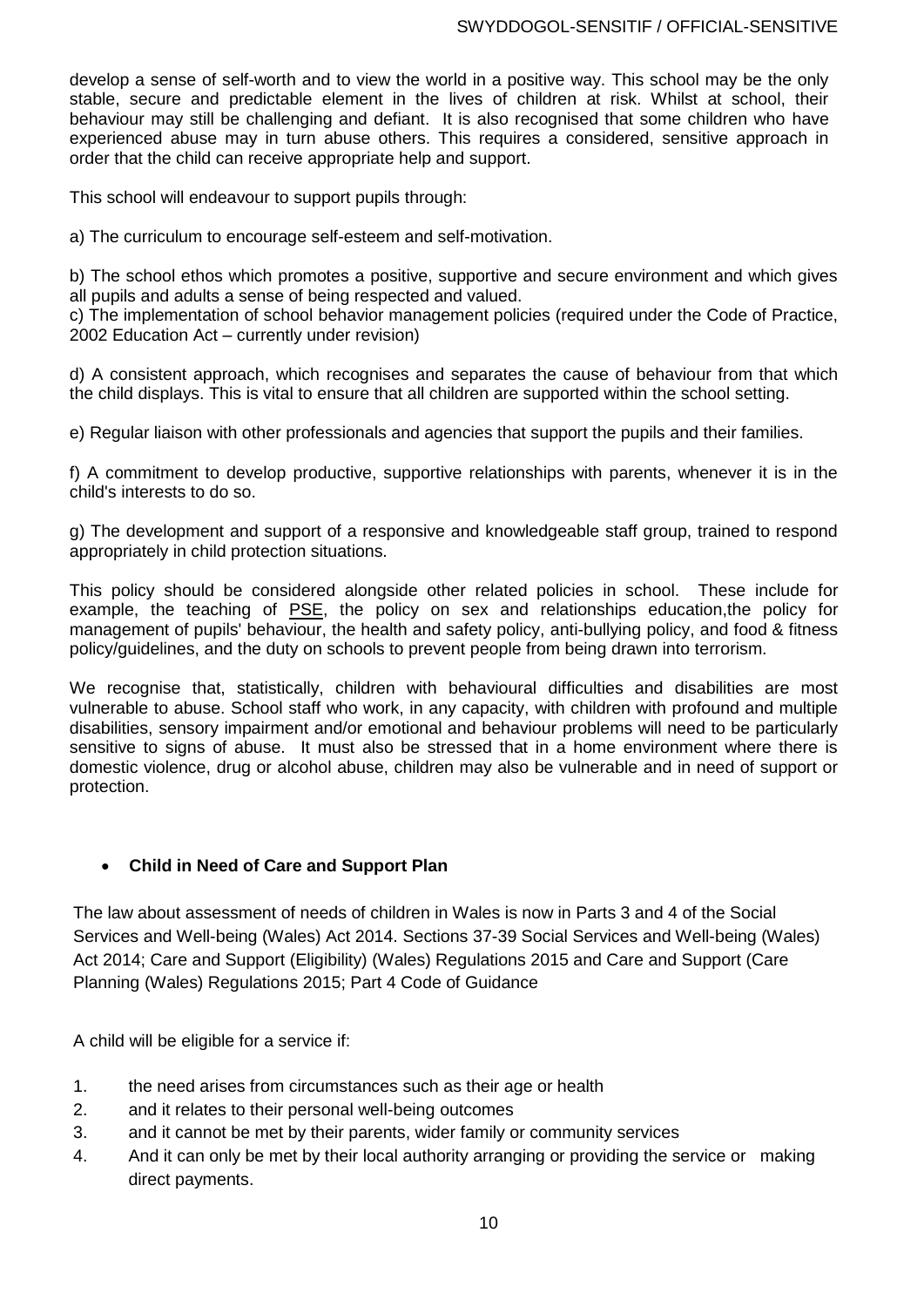develop a sense of self-worth and to view the world in a positive way. This school may be the only stable, secure and predictable element in the lives of children at risk. Whilst at school, their behaviour may still be challenging and defiant. It is also recognised that some children who have experienced abuse may in turn abuse others. This requires a considered, sensitive approach in order that the child can receive appropriate help and support.

This school will endeavour to support pupils through:

a) The curriculum to encourage self-esteem and self-motivation.

b) The school ethos which promotes a positive, supportive and secure environment and which gives all pupils and adults a sense of being respected and valued.

c) The implementation of school behavior management policies (required under the Code of Practice, 2002 Education Act – currently under revision)

d) A consistent approach, which recognises and separates the cause of behaviour from that which the child displays. This is vital to ensure that all children are supported within the school setting.

e) Regular liaison with other professionals and agencies that support the pupils and their families.

f) A commitment to develop productive, supportive relationships with parents, whenever it is in the child's interests to do so.

g) The development and support of a responsive and knowledgeable staff group, trained to respond appropriately in child protection situations.

This policy should be considered alongside other related policies in school. These include for example, the teaching of PSE, the policy on sex and relationships education,the policy for management of pupils' behaviour, the health and safety policy, anti-bullying policy, and food & fitness policy/guidelines, and the duty on schools to prevent people from being drawn into terrorism.

We recognise that, statistically, children with behavioural difficulties and disabilities are most vulnerable to abuse. School staff who work, in any capacity, with children with profound and multiple disabilities, sensory impairment and/or emotional and behaviour problems will need to be particularly sensitive to signs of abuse. It must also be stressed that in a home environment where there is domestic violence, drug or alcohol abuse, children may also be vulnerable and in need of support or protection.

- **Child in Need of Care and Support Plan**

The law about assessment of needs of children in Wales is now in Parts 3 and 4 of the Social Services and Well-being (Wales) Act 2014. Sections 37-39 Social Services and Well-being (Wales) Act 2014; Care and Support (Eligibility) (Wales) Regulations 2015 and Care and Support (Care Planning (Wales) Regulations 2015; Part 4 Code of Guidance

A child will be eligible for a service if:

1. the need arises from circumstances such as their age or health
2. and it relates to their personal well-being outcomes
3. and it cannot be met by their parents, wider family or community services
4. And it can only be met by their local authority arranging or providing the service or making direct payments.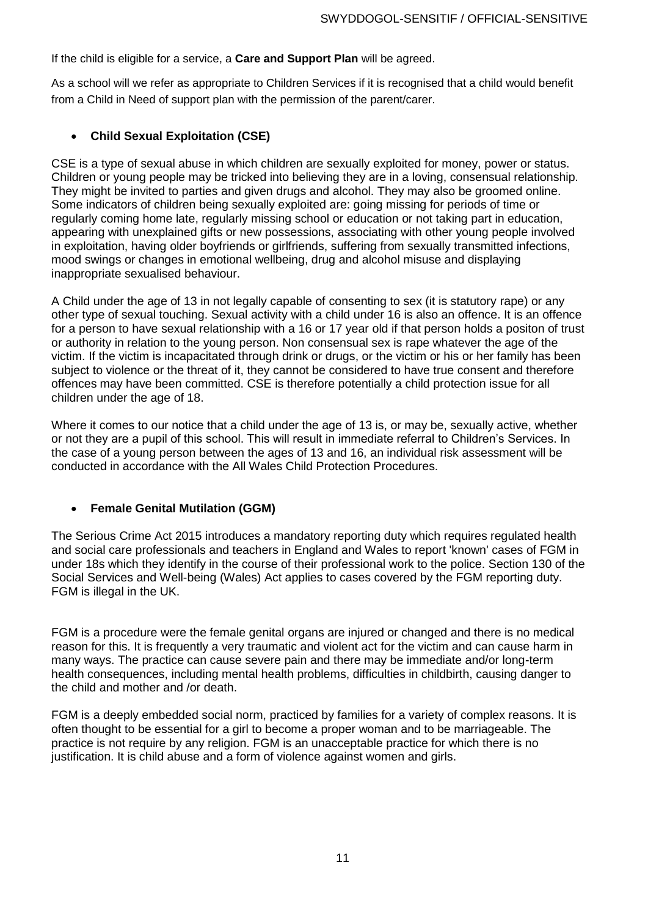If the child is eligible for a service, a **Care and Support Plan** will be agreed.

As a school will we refer as appropriate to Children Services if it is recognised that a child would benefit from a Child in Need of support plan with the permission of the parent/carer.

- **Child Sexual Exploitation (CSE)**

CSE is a type of sexual abuse in which children are sexually exploited for money, power or status. Children or young people may be tricked into believing they are in a loving, consensual relationship. They might be invited to parties and given drugs and alcohol. They may also be groomed online. Some indicators of children being sexually exploited are: going missing for periods of time or regularly coming home late, regularly missing school or education or not taking part in education, appearing with unexplained gifts or new possessions, associating with other young people involved in exploitation, having older boyfriends or girlfriends, suffering from sexually transmitted infections, mood swings or changes in emotional wellbeing, drug and alcohol misuse and displaying inappropriate sexualised behaviour.

A Child under the age of 13 in not legally capable of consenting to sex (it is statutory rape) or any other type of sexual touching. Sexual activity with a child under 16 is also an offence. It is an offence for a person to have sexual relationship with a 16 or 17 year old if that person holds a positon of trust or authority in relation to the young person. Non consensual sex is rape whatever the age of the victim. If the victim is incapacitated through drink or drugs, or the victim or his or her family has been subject to violence or the threat of it, they cannot be considered to have true consent and therefore offences may have been committed. CSE is therefore potentially a child protection issue for all children under the age of 18.

Where it comes to our notice that a child under the age of 13 is, or may be, sexually active, whether or not they are a pupil of this school. This will result in immediate referral to Children's Services. In the case of a young person between the ages of 13 and 16, an individual risk assessment will be conducted in accordance with the All Wales Child Protection Procedures.

- **Female Genital Mutilation (GGM)**

The Serious Crime Act 2015 introduces a mandatory reporting duty which requires regulated health and social care professionals and teachers in England and Wales to report 'known' cases of FGM in under 18s which they identify in the course of their professional work to the police. Section 130 of the Social Services and Well-being (Wales) Act applies to cases covered by the FGM reporting duty. FGM is illegal in the UK.

FGM is a procedure were the female genital organs are injured or changed and there is no medical reason for this. It is frequently a very traumatic and violent act for the victim and can cause harm in many ways. The practice can cause severe pain and there may be immediate and/or long-term health consequences, including mental health problems, difficulties in childbirth, causing danger to the child and mother and /or death.

FGM is a deeply embedded social norm, practiced by families for a variety of complex reasons. It is often thought to be essential for a girl to become a proper woman and to be marriageable. The practice is not require by any religion. FGM is an unacceptable practice for which there is no justification. It is child abuse and a form of violence against women and girls.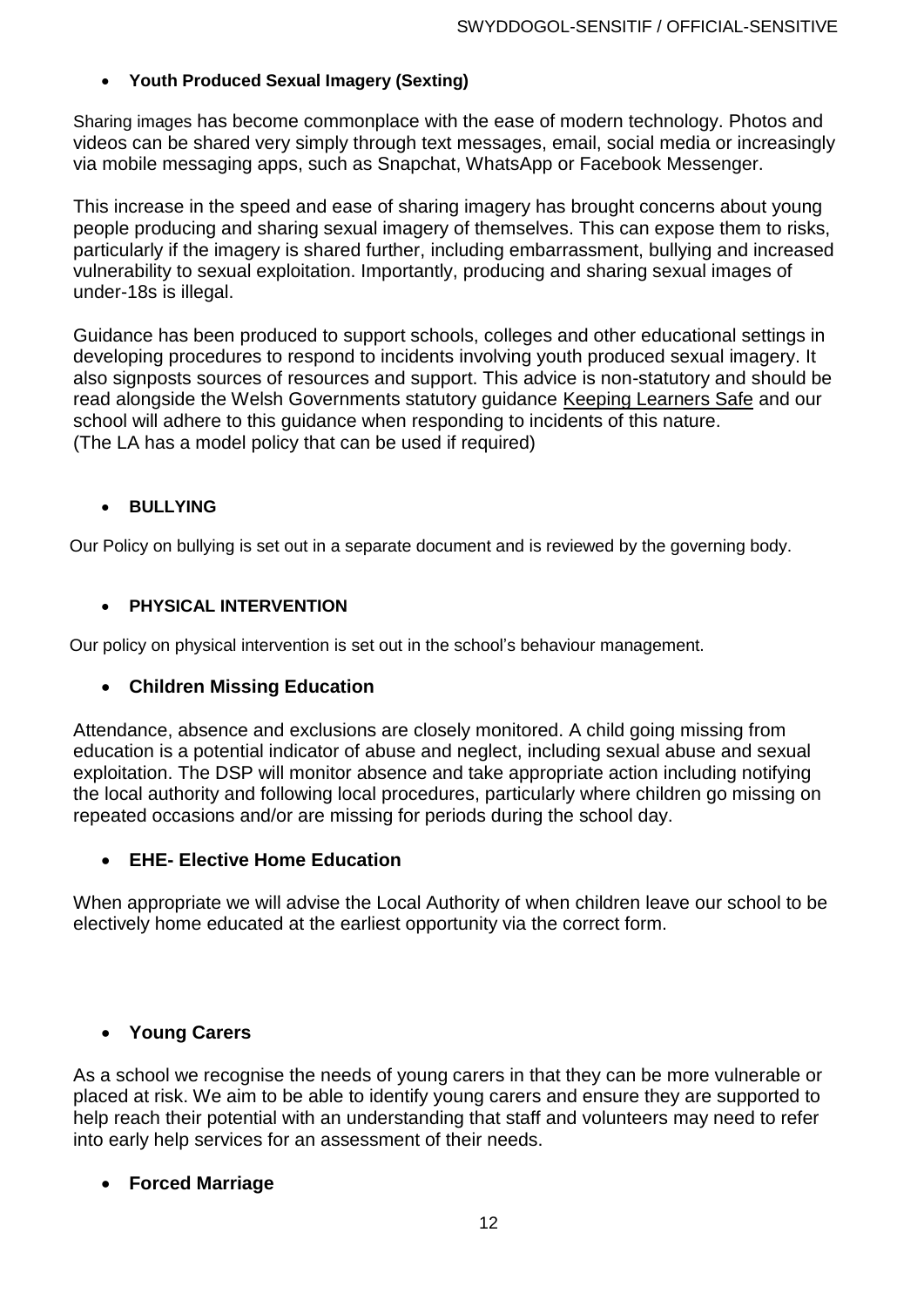- **Youth Produced Sexual Imagery (Sexting)**

Sharing images has become commonplace with the ease of modern technology. Photos and videos can be shared very simply through text messages, email, social media or increasingly via mobile messaging apps, such as Snapchat, WhatsApp or Facebook Messenger.

This increase in the speed and ease of sharing imagery has brought concerns about young people producing and sharing sexual imagery of themselves. This can expose them to risks, particularly if the imagery is shared further, including embarrassment, bullying and increased vulnerability to sexual exploitation. Importantly, producing and sharing sexual images of under-18s is illegal.

Guidance has been produced to support schools, colleges and other educational settings in developing procedures to respond to incidents involving youth produced sexual imagery. It also signposts sources of resources and support. This advice is non-statutory and should be read alongside the Welsh Governments statutory guidance Keeping Learners Safe and our school will adhere to this guidance when responding to incidents of this nature.
(The LA has a model policy that can be used if required)

- **BULLYING**

Our Policy on bullying is set out in a separate document and is reviewed by the governing body.

- **PHYSICAL INTERVENTION**

Our policy on physical intervention is set out in the school's behaviour management.

- **Children Missing Education**

Attendance, absence and exclusions are closely monitored. A child going missing from education is a potential indicator of abuse and neglect, including sexual abuse and sexual exploitation. The DSP will monitor absence and take appropriate action including notifying the local authority and following local procedures, particularly where children go missing on repeated occasions and/or are missing for periods during the school day.

- **EHE- Elective Home Education**

When appropriate we will advise the Local Authority of when children leave our school to be electively home educated at the earliest opportunity via the correct form.

- **Young Carers**

As a school we recognise the needs of young carers in that they can be more vulnerable or placed at risk. We aim to be able to identify young carers and ensure they are supported to help reach their potential with an understanding that staff and volunteers may need to refer into early help services for an assessment of their needs.

- **Forced Marriage**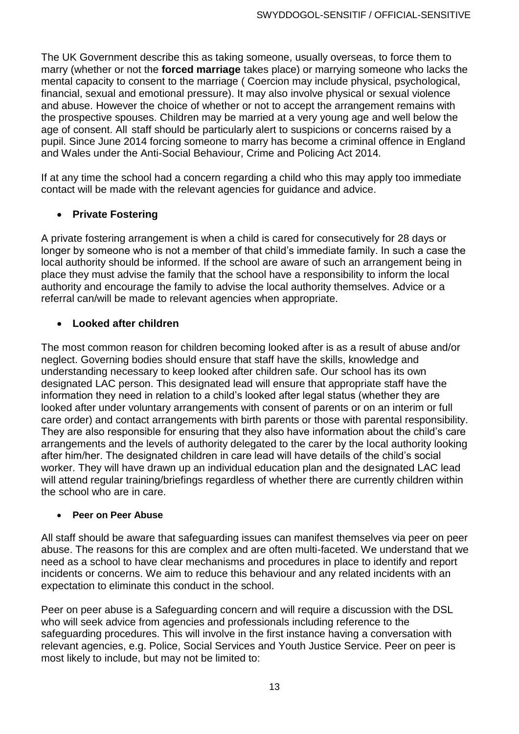The UK Government describe this as taking someone, usually overseas, to force them to marry (whether or not the **forced marriage** takes place) or marrying someone who lacks the mental capacity to consent to the marriage ( Coercion may include physical, psychological, financial, sexual and emotional pressure). It may also involve physical or sexual violence and abuse. However the choice of whether or not to accept the arrangement remains with the prospective spouses. Children may be married at a very young age and well below the age of consent. All staff should be particularly alert to suspicions or concerns raised by a pupil. Since June 2014 forcing someone to marry has become a criminal offence in England and Wales under the Anti-Social Behaviour, Crime and Policing Act 2014.

If at any time the school had a concern regarding a child who this may apply too immediate contact will be made with the relevant agencies for guidance and advice.

- **Private Fostering**

A private fostering arrangement is when a child is cared for consecutively for 28 days or longer by someone who is not a member of that child's immediate family. In such a case the local authority should be informed. If the school are aware of such an arrangement being in place they must advise the family that the school have a responsibility to inform the local authority and encourage the family to advise the local authority themselves. Advice or a referral can/will be made to relevant agencies when appropriate.

- **Looked after children**

The most common reason for children becoming looked after is as a result of abuse and/or neglect. Governing bodies should ensure that staff have the skills, knowledge and understanding necessary to keep looked after children safe. Our school has its own designated LAC person. This designated lead will ensure that appropriate staff have the information they need in relation to a child's looked after legal status (whether they are looked after under voluntary arrangements with consent of parents or on an interim or full care order) and contact arrangements with birth parents or those with parental responsibility. They are also responsible for ensuring that they also have information about the child's care arrangements and the levels of authority delegated to the carer by the local authority looking after him/her. The designated children in care lead will have details of the child's social worker. They will have drawn up an individual education plan and the designated LAC lead will attend regular training/briefings regardless of whether there are currently children within the school who are in care.

- **Peer on Peer Abuse**

All staff should be aware that safeguarding issues can manifest themselves via peer on peer abuse. The reasons for this are complex and are often multi-faceted. We understand that we need as a school to have clear mechanisms and procedures in place to identify and report incidents or concerns. We aim to reduce this behaviour and any related incidents with an expectation to eliminate this conduct in the school.

Peer on peer abuse is a Safeguarding concern and will require a discussion with the DSL who will seek advice from agencies and professionals including reference to the safeguarding procedures. This will involve in the first instance having a conversation with relevant agencies, e.g. Police, Social Services and Youth Justice Service. Peer on peer is most likely to include, but may not be limited to: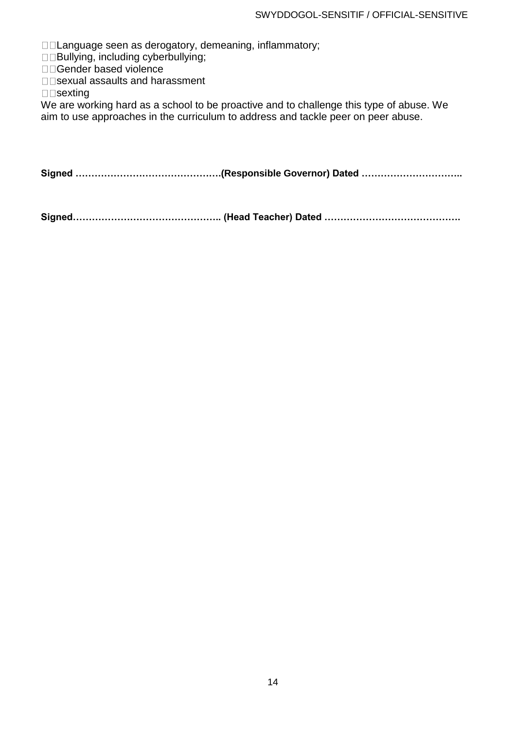- Language seen as derogatory, demeaning, inflammatory;
- Bullying, including cyberbullying;
- Gender based violence
- sexual assaults and harassment
- sexting

We are working hard as a school to be proactive and to challenge this type of abuse. We aim to use approaches in the curriculum to address and tackle peer on peer abuse.

**Signed ……………………………………….(Responsible Governor) Dated …………………………..**

**Signed……………………………………….. (Head Teacher) Dated …………………………………….**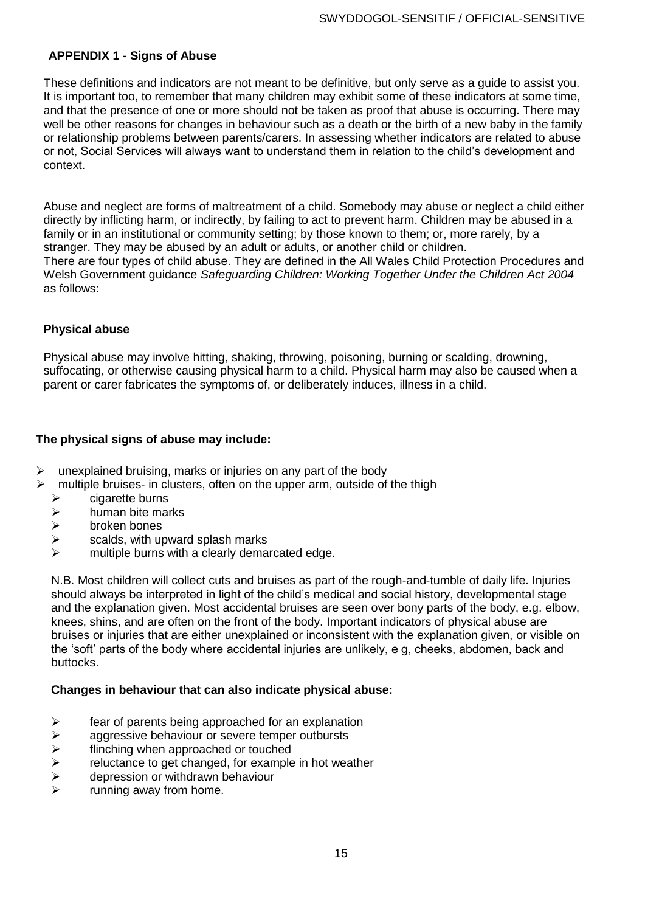## APPENDIX 1 - Signs of Abuse

These definitions and indicators are not meant to be definitive, but only serve as a guide to assist you. It is important too, to remember that many children may exhibit some of these indicators at some time, and that the presence of one or more should not be taken as proof that abuse is occurring. There may well be other reasons for changes in behaviour such as a death or the birth of a new baby in the family or relationship problems between parents/carers. In assessing whether indicators are related to abuse or not, Social Services will always want to understand them in relation to the child's development and context.

Abuse and neglect are forms of maltreatment of a child. Somebody may abuse or neglect a child either directly by inflicting harm, or indirectly, by failing to act to prevent harm. Children may be abused in a family or in an institutional or community setting; by those known to them; or, more rarely, by a stranger. They may be abused by an adult or adults, or another child or children.
There are four types of child abuse. They are defined in the All Wales Child Protection Procedures and Welsh Government guidance *Safeguarding Children: Working Together Under the Children Act 2004* as follows:

### Physical abuse

Physical abuse may involve hitting, shaking, throwing, poisoning, burning or scalding, drowning, suffocating, or otherwise causing physical harm to a child. Physical harm may also be caused when a parent or carer fabricates the symptoms of, or deliberately induces, illness in a child.

**The physical signs of abuse may include:**

- unexplained bruising, marks or injuries on any part of the body
- multiple bruises- in clusters, often on the upper arm, outside of the thigh
  - cigarette burns
  - human bite marks
  - broken bones
  - scalds, with upward splash marks
  - multiple burns with a clearly demarcated edge.

N.B. Most children will collect cuts and bruises as part of the rough-and-tumble of daily life. Injuries should always be interpreted in light of the child's medical and social history, developmental stage and the explanation given. Most accidental bruises are seen over bony parts of the body, e.g. elbow, knees, shins, and are often on the front of the body. Important indicators of physical abuse are bruises or injuries that are either unexplained or inconsistent with the explanation given, or visible on the 'soft' parts of the body where accidental injuries are unlikely, e g, cheeks, abdomen, back and buttocks.

**Changes in behaviour that can also indicate physical abuse:**

- fear of parents being approached for an explanation
- aggressive behaviour or severe temper outbursts
- flinching when approached or touched
- reluctance to get changed, for example in hot weather
- depression or withdrawn behaviour
- running away from home.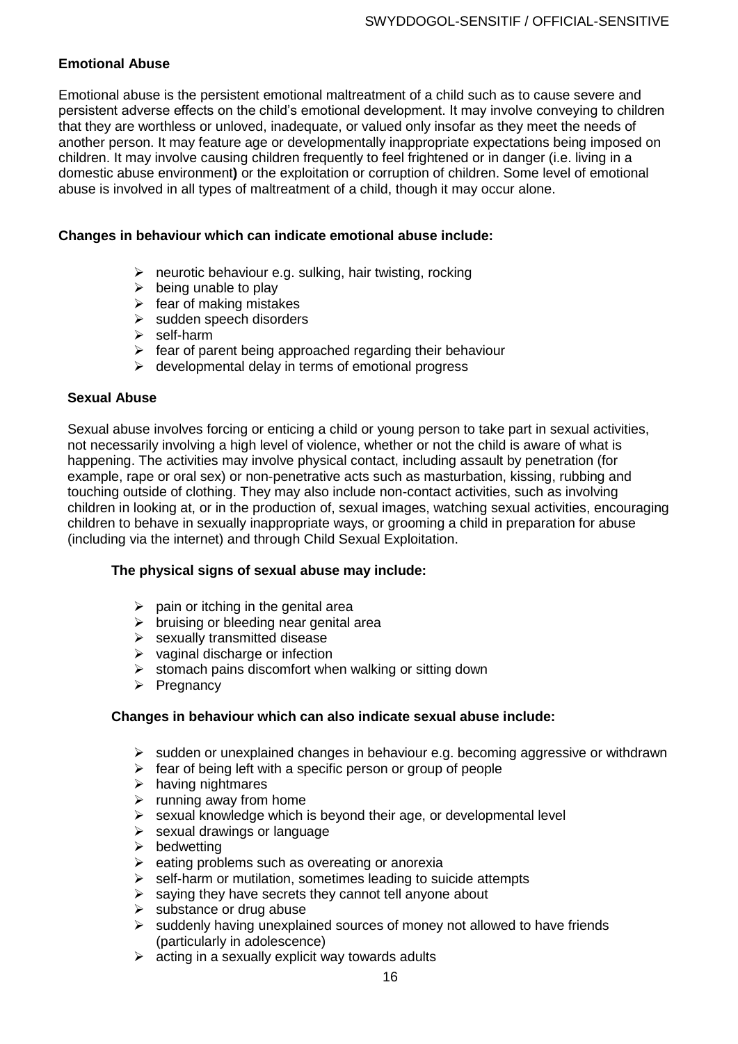**Emotional Abuse**

Emotional abuse is the persistent emotional maltreatment of a child such as to cause severe and persistent adverse effects on the child's emotional development. It may involve conveying to children that they are worthless or unloved, inadequate, or valued only insofar as they meet the needs of another person. It may feature age or developmentally inappropriate expectations being imposed on children. It may involve causing children frequently to feel frightened or in danger (i.e. living in a domestic abuse environment**)** or the exploitation or corruption of children. Some level of emotional abuse is involved in all types of maltreatment of a child, though it may occur alone.

**Changes in behaviour which can indicate emotional abuse include:**

- neurotic behaviour e.g. sulking, hair twisting, rocking
- being unable to play
- fear of making mistakes
- sudden speech disorders
- self-harm
- fear of parent being approached regarding their behaviour
- developmental delay in terms of emotional progress

**Sexual Abuse**

Sexual abuse involves forcing or enticing a child or young person to take part in sexual activities, not necessarily involving a high level of violence, whether or not the child is aware of what is happening. The activities may involve physical contact, including assault by penetration (for example, rape or oral sex) or non-penetrative acts such as masturbation, kissing, rubbing and touching outside of clothing. They may also include non-contact activities, such as involving children in looking at, or in the production of, sexual images, watching sexual activities, encouraging children to behave in sexually inappropriate ways, or grooming a child in preparation for abuse (including via the internet) and through Child Sexual Exploitation.

**The physical signs of sexual abuse may include:**

- pain or itching in the genital area
- bruising or bleeding near genital area
- sexually transmitted disease
- vaginal discharge or infection
- stomach pains discomfort when walking or sitting down
- Pregnancy

**Changes in behaviour which can also indicate sexual abuse include:**

- sudden or unexplained changes in behaviour e.g. becoming aggressive or withdrawn
- fear of being left with a specific person or group of people
- having nightmares
- running away from home
- sexual knowledge which is beyond their age, or developmental level
- sexual drawings or language
- bedwetting
- eating problems such as overeating or anorexia
- self-harm or mutilation, sometimes leading to suicide attempts
- saying they have secrets they cannot tell anyone about
- substance or drug abuse
- suddenly having unexplained sources of money not allowed to have friends (particularly in adolescence)
- acting in a sexually explicit way towards adults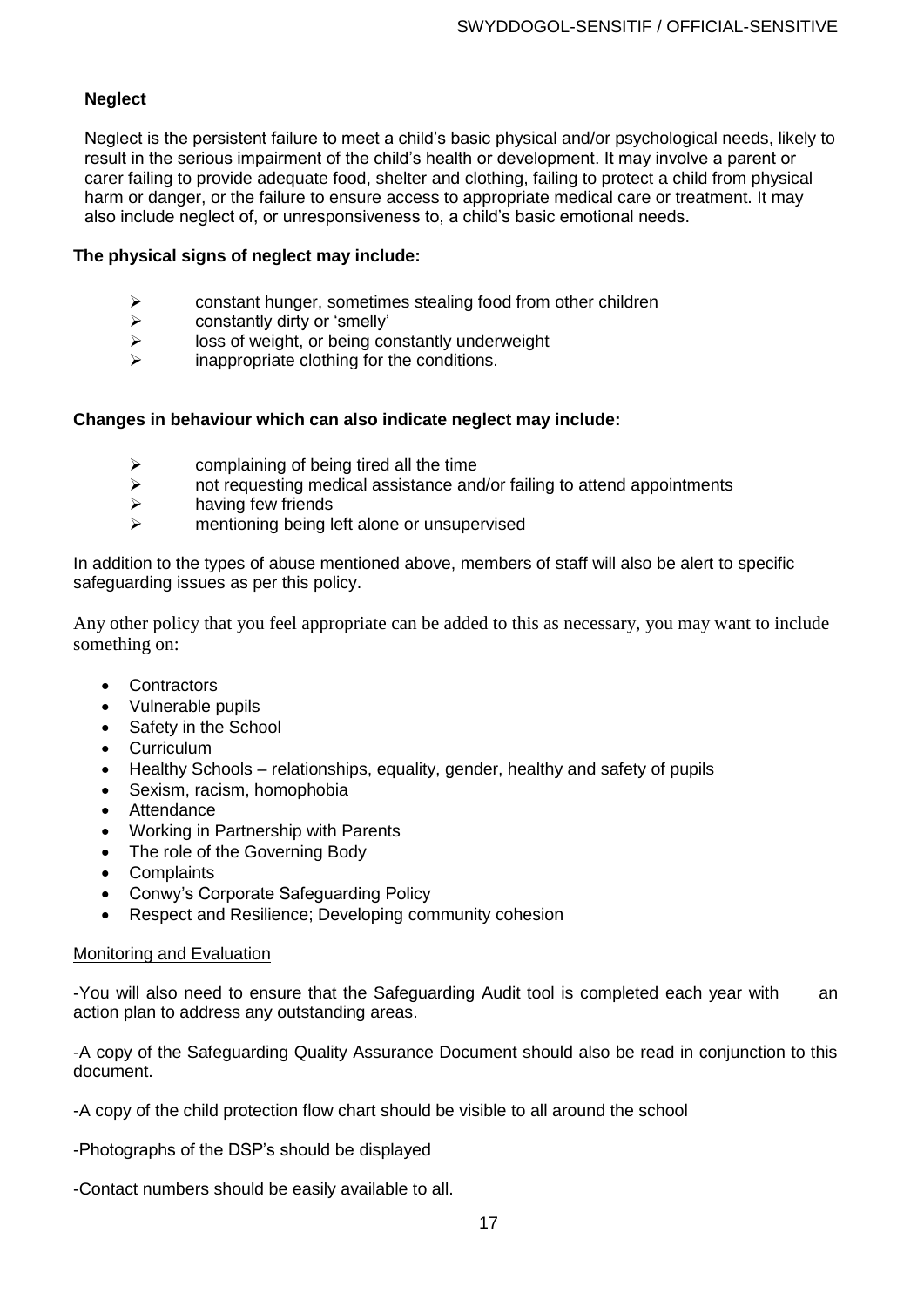### Neglect

Neglect is the persistent failure to meet a child's basic physical and/or psychological needs, likely to result in the serious impairment of the child's health or development. It may involve a parent or carer failing to provide adequate food, shelter and clothing, failing to protect a child from physical harm or danger, or the failure to ensure access to appropriate medical care or treatment. It may also include neglect of, or unresponsiveness to, a child's basic emotional needs.

**The physical signs of neglect may include:**

- constant hunger, sometimes stealing food from other children
- constantly dirty or 'smelly'
- loss of weight, or being constantly underweight
- inappropriate clothing for the conditions.

**Changes in behaviour which can also indicate neglect may include:**

- complaining of being tired all the time
- not requesting medical assistance and/or failing to attend appointments
- having few friends
- mentioning being left alone or unsupervised

In addition to the types of abuse mentioned above, members of staff will also be alert to specific safeguarding issues as per this policy.

Any other policy that you feel appropriate can be added to this as necessary, you may want to include something on:

- Contractors
- Vulnerable pupils
- Safety in the School
- Curriculum
- Healthy Schools – relationships, equality, gender, healthy and safety of pupils
- Sexism, racism, homophobia
- Attendance
- Working in Partnership with Parents
- The role of the Governing Body
- Complaints
- Conwy's Corporate Safeguarding Policy
- Respect and Resilience; Developing community cohesion

Monitoring and Evaluation

-You will also need to ensure that the Safeguarding Audit tool is completed each year with an action plan to address any outstanding areas.

-A copy of the Safeguarding Quality Assurance Document should also be read in conjunction to this document.

-A copy of the child protection flow chart should be visible to all around the school

-Photographs of the DSP's should be displayed

-Contact numbers should be easily available to all.